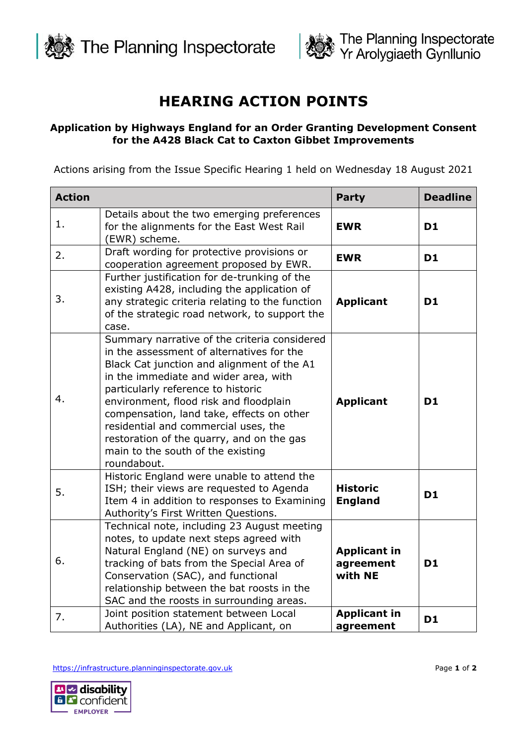# HEARING ACTION POINTS

**Application by Highways England for an Order Granting Development Consent for the A428 Black Cat to Caxton Gibbet Improvements**

Actions arising from the Issue Specific Hearing 1 held on Wednesday 18 August 2021

| Action | | Party | Deadline |
|---|---|---|---|
| 1. | Details about the two emerging preferences for the alignments for the East West Rail (EWR) scheme. | **EWR** | **D1** |
| 2. | Draft wording for protective provisions or cooperation agreement proposed by EWR. | **EWR** | **D1** |
| 3. | Further justification for de-trunking of the existing A428, including the application of any strategic criteria relating to the function of the strategic road network, to support the case. | **Applicant** | **D1** |
| 4. | Summary narrative of the criteria considered in the assessment of alternatives for the Black Cat junction and alignment of the A1 in the immediate and wider area, with particularly reference to historic environment, flood risk and floodplain compensation, land take, effects on other residential and commercial uses, the restoration of the quarry, and on the gas main to the south of the existing roundabout. | **Applicant** | **D1** |
| 5. | Historic England were unable to attend the ISH; their views are requested to Agenda Item 4 in addition to responses to Examining Authority's First Written Questions. | **Historic England** | **D1** |
| 6. | Technical note, including 23 August meeting notes, to update next steps agreed with Natural England (NE) on surveys and tracking of bats from the Special Area of Conservation (SAC), and functional relationship between the bat roosts in the SAC and the roosts in surrounding areas. | **Applicant in agreement with NE** | **D1** |
| 7. | Joint position statement between Local Authorities (LA), NE and Applicant, on | **Applicant in agreement** | **D1** |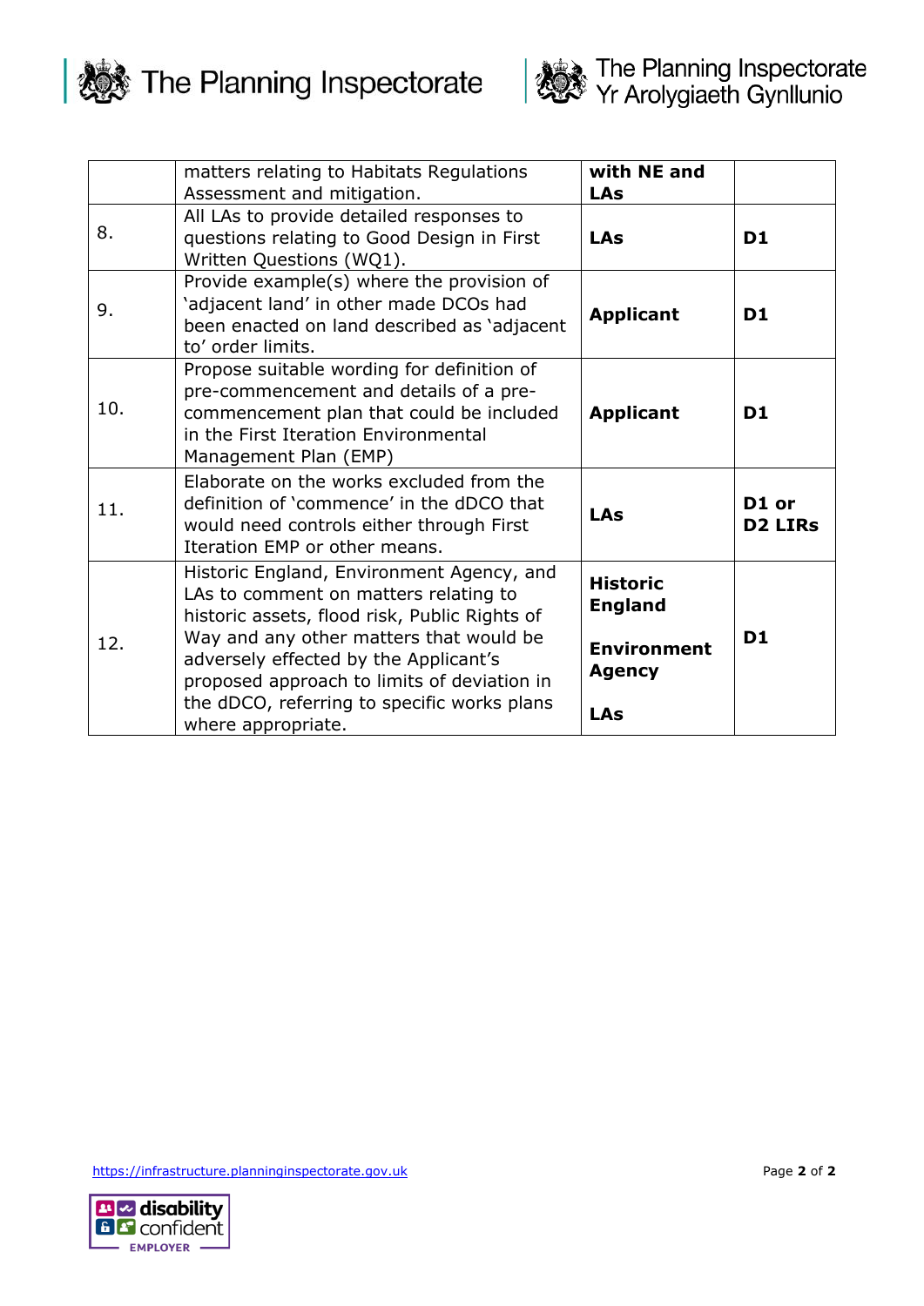| | | | |
|---|---|---|---|
| | matters relating to Habitats Regulations Assessment and mitigation. | **with NE and LAs** | |
| 8. | All LAs to provide detailed responses to questions relating to Good Design in First Written Questions (WQ1). | **LAs** | **D1** |
| 9. | Provide example(s) where the provision of 'adjacent land' in other made DCOs had been enacted on land described as 'adjacent to' order limits. | **Applicant** | **D1** |
| 10. | Propose suitable wording for definition of pre-commencement and details of a pre-commencement plan that could be included in the First Iteration Environmental Management Plan (EMP) | **Applicant** | **D1** |
| 11. | Elaborate on the works excluded from the definition of 'commence' in the dDCO that would need controls either through First Iteration EMP or other means. | **LAs** | **D1 or D2 LIRs** |
| 12. | Historic England, Environment Agency, and LAs to comment on matters relating to historic assets, flood risk, Public Rights of Way and any other matters that would be adversely effected by the Applicant's proposed approach to limits of deviation in the dDCO, referring to specific works plans where appropriate. | **Historic England**<br><br>**Environment Agency**<br><br>**LAs** | **D1** |

https://infrastructure.planninginspectorate.gov.uk